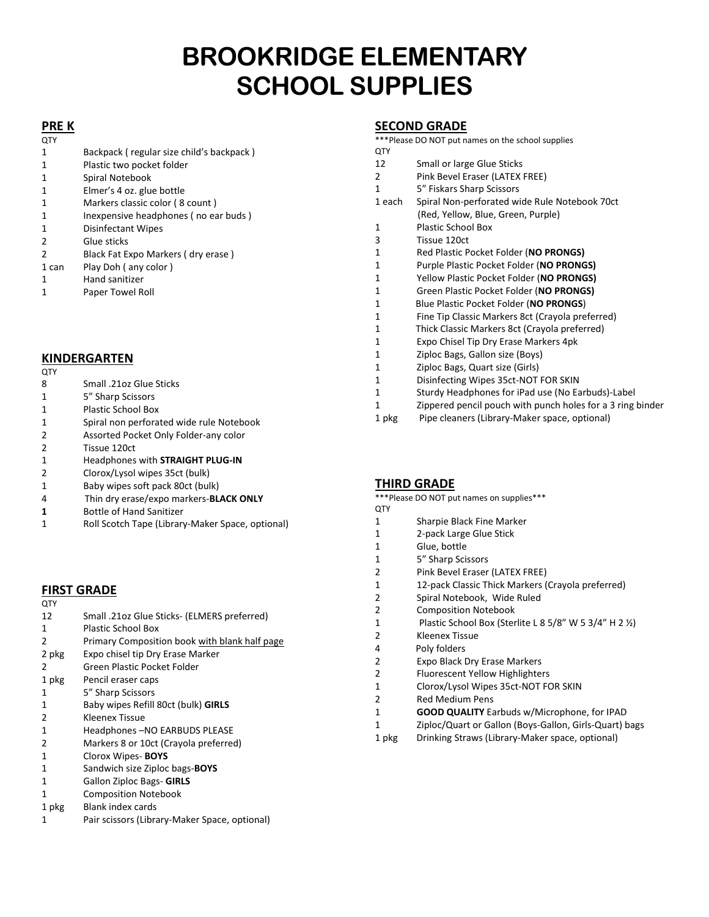# BROOKRIDGE ELEMENTARY SCHOOL SUPPLIES

## PRE K

| QTY | |
|---|---|
| 1 | Backpack ( regular size child's backpack ) |
| 1 | Plastic two pocket folder |
| 1 | Spiral Notebook |
| 1 | Elmer's 4 oz. glue bottle |
| 1 | Markers classic color ( 8 count ) |
| 1 | Inexpensive headphones ( no ear buds ) |
| 1 | Disinfectant Wipes |
| 2 | Glue sticks |
| 2 | Black Fat Expo Markers ( dry erase ) |
| 1 can | Play Doh ( any color ) |
| 1 | Hand sanitizer |
| 1 | Paper Towel Roll |

## KINDERGARTEN

| QTY | |
|---|---|
| 8 | Small .21oz Glue Sticks |
| 1 | 5" Sharp Scissors |
| 1 | Plastic School Box |
| 1 | Spiral non perforated wide rule Notebook |
| 2 | Assorted Pocket Only Folder-any color |
| 2 | Tissue 120ct |
| 1 | Headphones with **STRAIGHT PLUG-IN** |
| 2 | Clorox/Lysol wipes 35ct (bulk) |
| 1 | Baby wipes soft pack 80ct (bulk) |
| 4 | Thin dry erase/expo markers-**BLACK ONLY** |
| **1** | Bottle of Hand Sanitizer |
| 1 | Roll Scotch Tape (Library-Maker Space, optional) |

## FIRST GRADE

| QTY | |
|---|---|
| 12 | Small .21oz Glue Sticks- (ELMERS preferred) |
| 1 | Plastic School Box |
| 2 | Primary Composition book with blank half page |
| 2 pkg | Expo chisel tip Dry Erase Marker |
| 2 | Green Plastic Pocket Folder |
| 1 pkg | Pencil eraser caps |
| 1 | 5" Sharp Scissors |
| 1 | Baby wipes Refill 80ct (bulk) **GIRLS** |
| 2 | Kleenex Tissue |
| 1 | Headphones –NO EARBUDS PLEASE |
| 2 | Markers 8 or 10ct (Crayola preferred) |
| 1 | Clorox Wipes- **BOYS** |
| 1 | Sandwich size Ziploc bags-**BOYS** |
| 1 | Gallon Ziploc Bags- **GIRLS** |
| 1 | Composition Notebook |
| 1 pkg | Blank index cards |
| 1 | Pair scissors (Library-Maker Space, optional) |

## SECOND GRADE

***Please DO NOT put names on the school supplies

| QTY | |
|---|---|
| 12 | Small or large Glue Sticks |
| 2 | Pink Bevel Eraser (LATEX FREE) |
| 1 | 5" Fiskars Sharp Scissors |
| 1 each | Spiral Non-perforated wide Rule Notebook 70ct (Red, Yellow, Blue, Green, Purple) |
| 1 | Plastic School Box |
| 3 | Tissue 120ct |
| 1 | Red Plastic Pocket Folder (**NO PRONGS)** |
| 1 | Purple Plastic Pocket Folder (**NO PRONGS)** |
| 1 | Yellow Plastic Pocket Folder (**NO PRONGS)** |
| 1 | Green Plastic Pocket Folder (**NO PRONGS)** |
| 1 | Blue Plastic Pocket Folder (**NO PRONGS**) |
| 1 | Fine Tip Classic Markers 8ct (Crayola preferred) |
| 1 | Thick Classic Markers 8ct (Crayola preferred) |
| 1 | Expo Chisel Tip Dry Erase Markers 4pk |
| 1 | Ziploc Bags, Gallon size (Boys) |
| 1 | Ziploc Bags, Quart size (Girls) |
| 1 | Disinfecting Wipes 35ct-NOT FOR SKIN |
| 1 | Sturdy Headphones for iPad use (No Earbuds)-Label |
| 1 | Zippered pencil pouch with punch holes for a 3 ring binder |
| 1 pkg | Pipe cleaners (Library-Maker space, optional) |

## THIRD GRADE

***Please DO NOT put names on supplies***

| QTY | |
|---|---|
| 1 | Sharpie Black Fine Marker |
| 1 | 2-pack Large Glue Stick |
| 1 | Glue, bottle |
| 1 | 5" Sharp Scissors |
| 2 | Pink Bevel Eraser (LATEX FREE) |
| 1 | 12-pack Classic Thick Markers (Crayola preferred) |
| 2 | Spiral Notebook, Wide Ruled |
| 2 | Composition Notebook |
| 1 | Plastic School Box (Sterlite L 8 5/8" W 5 3/4" H 2 ½) |
| 2 | Kleenex Tissue |
| 4 | Poly folders |
| 2 | Expo Black Dry Erase Markers |
| 2 | Fluorescent Yellow Highlighters |
| 1 | Clorox/Lysol Wipes 35ct-NOT FOR SKIN |
| 2 | Red Medium Pens |
| 1 | **GOOD QUALITY** Earbuds w/Microphone, for IPAD |
| 1 | Ziploc/Quart or Gallon (Boys-Gallon, Girls-Quart) bags |
| 1 pkg | Drinking Straws (Library-Maker space, optional) |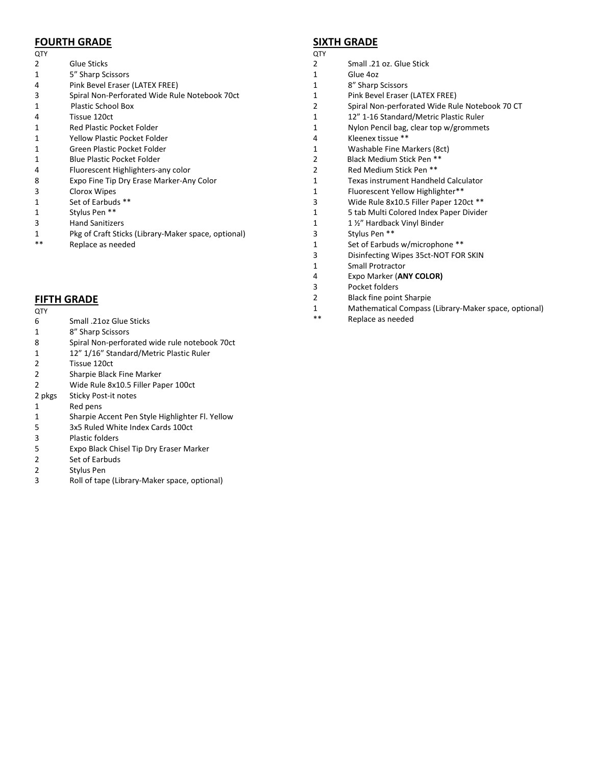## FOURTH GRADE

| QTY | |
|---|---|
| 2 | Glue Sticks |
| 1 | 5" Sharp Scissors |
| 4 | Pink Bevel Eraser (LATEX FREE) |
| 3 | Spiral Non-Perforated Wide Rule Notebook 70ct |
| 1 | Plastic School Box |
| 4 | Tissue 120ct |
| 1 | Red Plastic Pocket Folder |
| 1 | Yellow Plastic Pocket Folder |
| 1 | Green Plastic Pocket Folder |
| 1 | Blue Plastic Pocket Folder |
| 4 | Fluorescent Highlighters-any color |
| 8 | Expo Fine Tip Dry Erase Marker-Any Color |
| 3 | Clorox Wipes |
| 1 | Set of Earbuds ** |
| 1 | Stylus Pen ** |
| 3 | Hand Sanitizers |
| 1 | Pkg of Craft Sticks (Library-Maker space, optional) |
| ** | Replace as needed |

## FIFTH GRADE

| QTY | |
|---|---|
| 6 | Small .21oz Glue Sticks |
| 1 | 8" Sharp Scissors |
| 8 | Spiral Non-perforated wide rule notebook 70ct |
| 1 | 12" 1/16" Standard/Metric Plastic Ruler |
| 2 | Tissue 120ct |
| 2 | Sharpie Black Fine Marker |
| 2 | Wide Rule 8x10.5 Filler Paper 100ct |
| 2 pkgs | Sticky Post-it notes |
| 1 | Red pens |
| 1 | Sharpie Accent Pen Style Highlighter Fl. Yellow |
| 5 | 3x5 Ruled White Index Cards 100ct |
| 3 | Plastic folders |
| 5 | Expo Black Chisel Tip Dry Eraser Marker |
| 2 | Set of Earbuds |
| 2 | Stylus Pen |
| 3 | Roll of tape (Library-Maker space, optional) |

## SIXTH GRADE

| QTY | |
|---|---|
| 2 | Small .21 oz. Glue Stick |
| 1 | Glue 4oz |
| 1 | 8" Sharp Scissors |
| 1 | Pink Bevel Eraser (LATEX FREE) |
| 2 | Spiral Non-perforated Wide Rule Notebook 70 CT |
| 1 | 12" 1-16 Standard/Metric Plastic Ruler |
| 1 | Nylon Pencil bag, clear top w/grommets |
| 4 | Kleenex tissue ** |
| 1 | Washable Fine Markers (8ct) |
| 2 | Black Medium Stick Pen ** |
| 2 | Red Medium Stick Pen ** |
| 1 | Texas instrument Handheld Calculator |
| 1 | Fluorescent Yellow Highlighter** |
| 3 | Wide Rule 8x10.5 Filler Paper 120ct ** |
| 1 | 5 tab Multi Colored Index Paper Divider |
| 1 | 1 ½" Hardback Vinyl Binder |
| 3 | Stylus Pen ** |
| 1 | Set of Earbuds w/microphone ** |
| 3 | Disinfecting Wipes 35ct-NOT FOR SKIN |
| 1 | Small Protractor |
| 4 | Expo Marker (**ANY COLOR)** |
| 3 | Pocket folders |
| 2 | Black fine point Sharpie |
| 1 | Mathematical Compass (Library-Maker space, optional) |
| ** | Replace as needed |